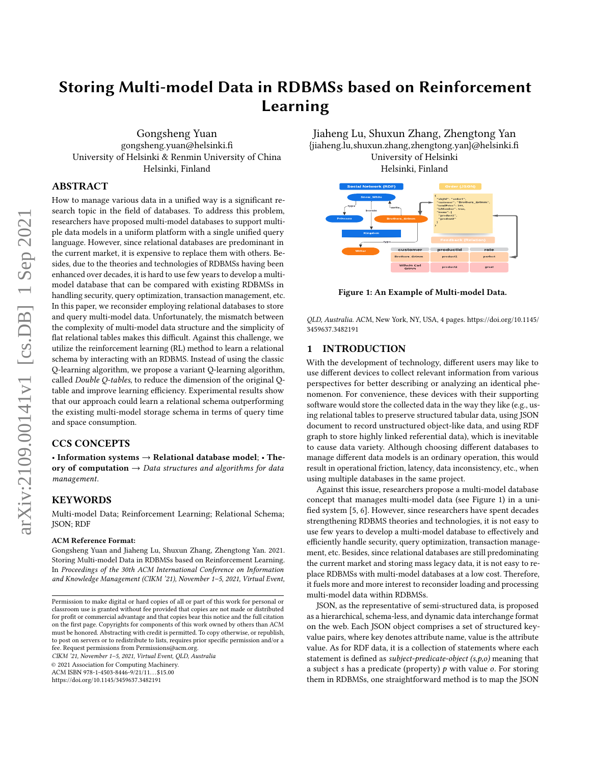# Storing Multi-model Data in RDBMSs based on Reinforcement Learning

Gongsheng Yuan
gongsheng.yuan@helsinki.fi
University of Helsinki & Renmin University of China
Helsinki, Finland

Jiaheng Lu, Shuxun Zhang, Zhengtong Yan
{jiaheng.lu,shuxun.zhang,zhengtong.yan}@helsinki.fi
University of Helsinki
Helsinki, Finland

## ABSTRACT

How to manage various data in a unified way is a significant research topic in the field of databases. To address this problem, researchers have proposed multi-model databases to support multiple data models in a uniform platform with a single unified query language. However, since relational databases are predominant in the current market, it is expensive to replace them with others. Besides, due to the theories and technologies of RDBMSs having been enhanced over decades, it is hard to use few years to develop a multi-model database that can be compared with existing RDBMSs in handling security, query optimization, transaction management, etc. In this paper, we reconsider employing relational databases to store and query multi-model data. Unfortunately, the mismatch between the complexity of multi-model data structure and the simplicity of flat relational tables makes this difficult. Against this challenge, we utilize the reinforcement learning (RL) method to learn a relational schema by interacting with an RDBMS. Instead of using the classic Q-learning algorithm, we propose a variant Q-learning algorithm, called *Double Q-tables*, to reduce the dimension of the original Q-table and improve learning efficiency. Experimental results show that our approach could learn a relational schema outperforming the existing multi-model storage schema in terms of query time and space consumption.

## CCS CONCEPTS

• **Information systems** → **Relational database model**; • **Theory of computation** → *Data structures and algorithms for data management*.

## KEYWORDS

Multi-model Data; Reinforcement Learning; Relational Schema; JSON; RDF

**ACM Reference Format:**
Gongsheng Yuan and Jiaheng Lu, Shuxun Zhang, Zhengtong Yan. 2021. Storing Multi-model Data in RDBMSs based on Reinforcement Learning. In *Proceedings of the 30th ACM International Conference on Information and Knowledge Management (CIKM '21), November 1–5, 2021, Virtual Event, QLD, Australia.* ACM, New York, NY, USA, 4 pages. https://doi.org/10.1145/3459637.3482191

Permission to make digital or hard copies of all or part of this work for personal or classroom use is granted without fee provided that copies are not made or distributed for profit or commercial advantage and that copies bear this notice and the full citation on the first page. Copyrights for components of this work owned by others than ACM must be honored. Abstracting with credit is permitted. To copy otherwise, or republish, to post on servers or to redistribute to lists, requires prior specific permission and/or a fee. Request permissions from Permissions@acm.org.
*CIKM '21, November 1–5, 2021, Virtual Event, QLD, Australia*
© 2021 Association for Computing Machinery.
ACM ISBN 978-1-4503-8446-9/21/11...$15.00
https://doi.org/10.1145/3459637.3482191

Figure 1: An Example of Multi-model Data.

## 1 INTRODUCTION

With the development of technology, different users may like to use different devices to collect relevant information from various perspectives for better describing or analyzing an identical phenomenon. For convenience, these devices with their supporting software would store the collected data in the way they like (e.g., using relational tables to preserve structured tabular data, using JSON document to record unstructured object-like data, and using RDF graph to store highly linked referential data), which is inevitable to cause data variety. Although choosing different databases to manage different data models is an ordinary operation, this would result in operational friction, latency, data inconsistency, etc., when using multiple databases in the same project.

Against this issue, researchers propose a multi-model database concept that manages multi-model data (see Figure 1) in a unified system [5, 6]. However, since researchers have spent decades strengthening RDBMS theories and technologies, it is not easy to use few years to develop a multi-model database to effectively and efficiently handle security, query optimization, transaction management, etc. Besides, since relational databases are still predominating the current market and storing mass legacy data, it is not easy to replace RDBMSs with multi-model databases at a low cost. Therefore, it fuels more and more interest to reconsider loading and processing multi-model data within RDBMSs.

JSON, as the representative of semi-structured data, is proposed as a hierarchical, schema-less, and dynamic data interchange format on the web. Each JSON object comprises a set of structured key-value pairs, where key denotes attribute name, value is the attribute value. As for RDF data, it is a collection of statements where each statement is defined as *subject-predicate-object (s,p,o)* meaning that a subject $s$ has a predicate (property) $p$ with value $o$. For storing them in RDBMSs, one straightforward method is to map the JSON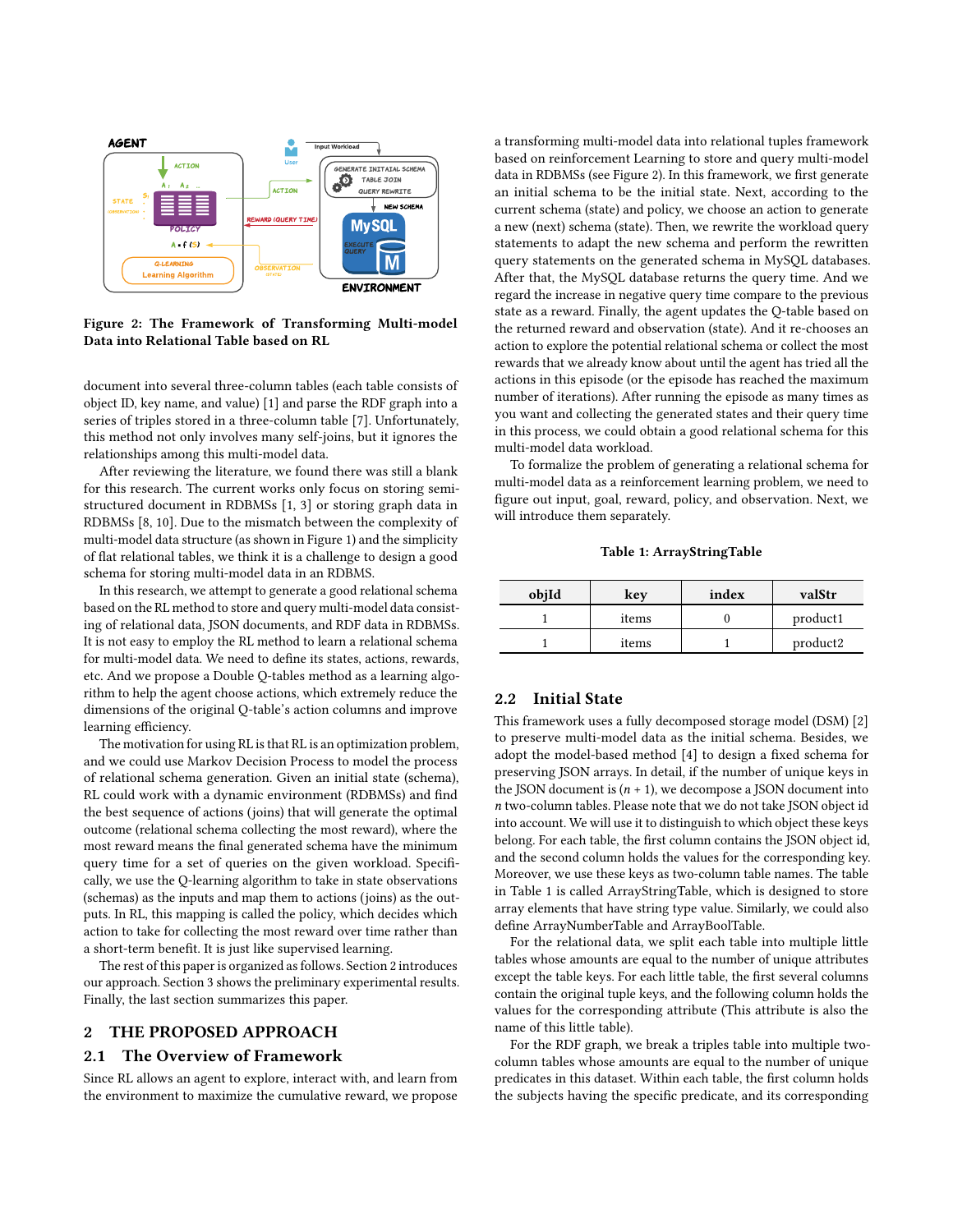Figure 2: The Framework of Transforming Multi-model Data into Relational Table based on RL

document into several three-column tables (each table consists of object ID, key name, and value) [1] and parse the RDF graph into a series of triples stored in a three-column table [7]. Unfortunately, this method not only involves many self-joins, but it ignores the relationships among this multi-model data.

After reviewing the literature, we found there was still a blank for this research. The current works only focus on storing semi-structured document in RDBMSs [1, 3] or storing graph data in RDBMSs [8, 10]. Due to the mismatch between the complexity of multi-model data structure (as shown in Figure 1) and the simplicity of flat relational tables, we think it is a challenge to design a good schema for storing multi-model data in an RDBMS.

In this research, we attempt to generate a good relational schema based on the RL method to store and query multi-model data consisting of relational data, JSON documents, and RDF data in RDBMSs. It is not easy to employ the RL method to learn a relational schema for multi-model data. We need to define its states, actions, rewards, etc. And we propose a Double Q-tables method as a learning algorithm to help the agent choose actions, which extremely reduce the dimensions of the original Q-table's action columns and improve learning efficiency.

The motivation for using RL is that RL is an optimization problem, and we could use Markov Decision Process to model the process of relational schema generation. Given an initial state (schema), RL could work with a dynamic environment (RDBMSs) and find the best sequence of actions (joins) that will generate the optimal outcome (relational schema collecting the most reward), where the most reward means the final generated schema have the minimum query time for a set of queries on the given workload. Specifically, we use the Q-learning algorithm to take in state observations (schemas) as the inputs and map them to actions (joins) as the outputs. In RL, this mapping is called the policy, which decides which action to take for collecting the most reward over time rather than a short-term benefit. It is just like supervised learning.

The rest of this paper is organized as follows. Section 2 introduces our approach. Section 3 shows the preliminary experimental results. Finally, the last section summarizes this paper.

## 2 THE PROPOSED APPROACH

### 2.1 The Overview of Framework

Since RL allows an agent to explore, interact with, and learn from the environment to maximize the cumulative reward, we propose a transforming multi-model data into relational tuples framework based on reinforcement Learning to store and query multi-model data in RDBMSs (see Figure 2). In this framework, we first generate an initial schema to be the initial state. Next, according to the current schema (state) and policy, we choose an action to generate a new (next) schema (state). Then, we rewrite the workload query statements to adapt the new schema and perform the rewritten query statements on the generated schema in MySQL databases. After that, the MySQL database returns the query time. And we regard the increase in negative query time compare to the previous state as a reward. Finally, the agent updates the Q-table based on the returned reward and observation (state). And it re-chooses an action to explore the potential relational schema or collect the most rewards that we already know about until the agent has tried all the actions in this episode (or the episode has reached the maximum number of iterations). After running the episode as many times as you want and collecting the generated states and their query time in this process, we could obtain a good relational schema for this multi-model data workload.

To formalize the problem of generating a relational schema for multi-model data as a reinforcement learning problem, we need to figure out input, goal, reward, policy, and observation. Next, we will introduce them separately.

Table 1: ArrayStringTable

| objId | key | index | valStr |
|---|---|---|---|
| 1 | items | 0 | product1 |
| 1 | items | 1 | product2 |

### 2.2 Initial State

This framework uses a fully decomposed storage model (DSM) [2] to preserve multi-model data as the initial schema. Besides, we adopt the model-based method [4] to design a fixed schema for preserving JSON arrays. In detail, if the number of unique keys in the JSON document is $(n + 1)$, we decompose a JSON document into $n$ two-column tables. Please note that we do not take JSON object id into account. We will use it to distinguish to which object these keys belong. For each table, the first column contains the JSON object id, and the second column holds the values for the corresponding key. Moreover, we use these keys as two-column table names. The table in Table 1 is called ArrayStringTable, which is designed to store array elements that have string type value. Similarly, we could also define ArrayNumberTable and ArrayBoolTable.

For the relational data, we split each table into multiple little tables whose amounts are equal to the number of unique attributes except the table keys. For each little table, the first several columns contain the original table keys, and the following column holds the values for the corresponding attribute (This attribute is also the name of this little table).

For the RDF graph, we break a triples table into multiple two-column tables whose amounts are equal to the number of unique predicates in this dataset. Within each table, the first column holds the subjects having the specific predicate, and its corresponding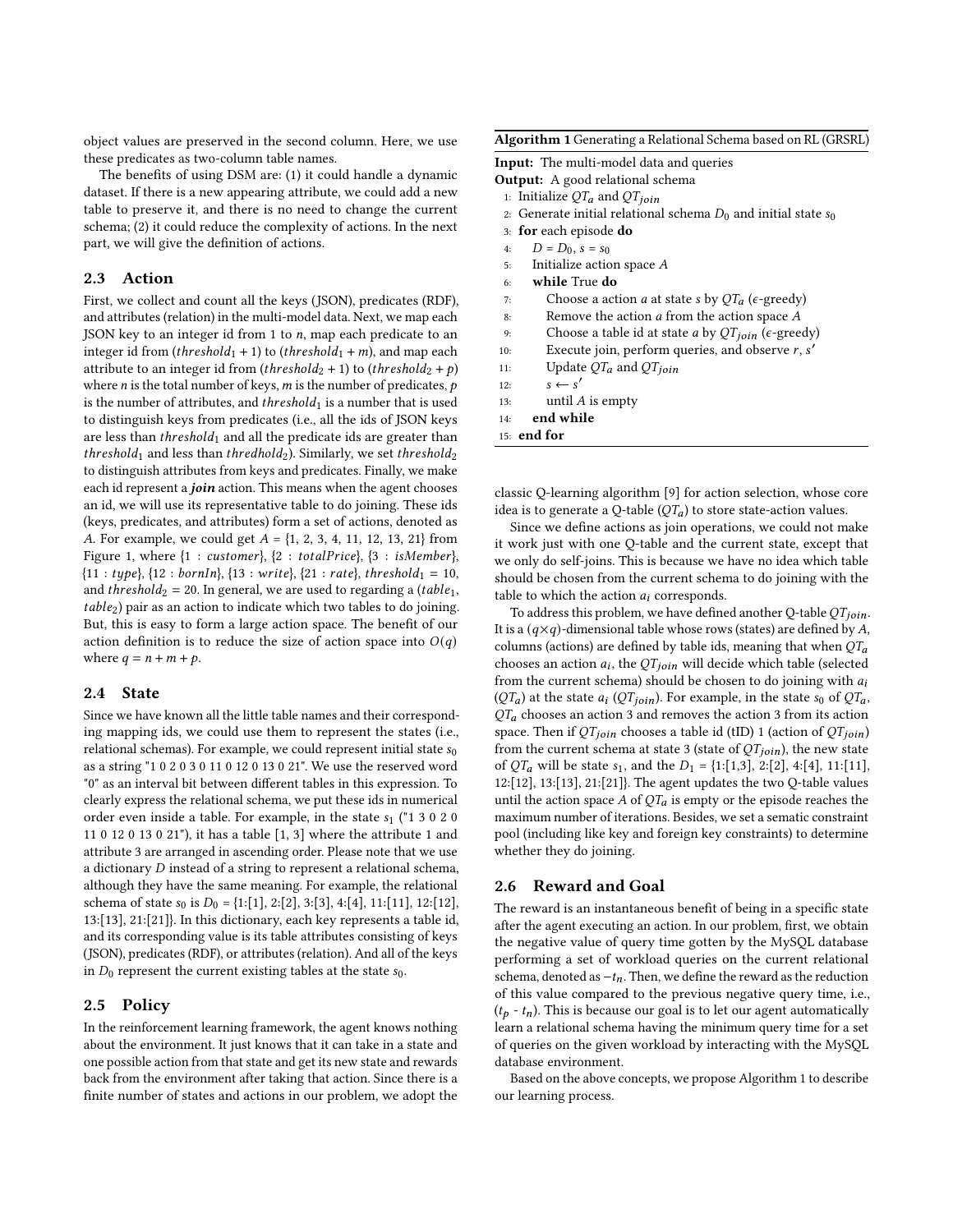object values are preserved in the second column. Here, we use these predicates as two-column table names.

The benefits of using DSM are: (1) it could handle a dynamic dataset. If there is a new appearing attribute, we could add a new table to preserve it, and there is no need to change the current schema; (2) it could reduce the complexity of actions. In the next part, we will give the definition of actions.

### 2.3 Action

First, we collect and count all the keys (JSON), predicates (RDF), and attributes (relation) in the multi-model data. Next, we map each JSON key to an integer id from 1 to $n$, map each predicate to an integer id from ($threshold_1 + 1$) to ($threshold_1 + m$), and map each attribute to an integer id from ($threshold_2 + 1$) to ($threshold_2 + p$) where $n$ is the total number of keys, $m$ is the number of predicates, $p$ is the number of attributes, and $threshold_1$ is a number that is used to distinguish keys from predicates (i.e., all the ids of JSON keys are less than $threshold_1$ and all the predicate ids are greater than $threshold_1$ and less than $thredhold_2$). Similarly, we set $threshold_2$ to distinguish attributes from keys and predicates. Finally, we make each id represent a ***join*** action. This means when the agent chooses an id, we will use its representative table to do joining. These ids (keys, predicates, and attributes) form a set of actions, denoted as $A$. For example, we could get $A$ = {1, 2, 3, 4, 11, 12, 13, 21} from Figure 1, where {1 : *customer*}, {2 : *totalPrice*}, {3 : *isMember*}, {11 : *type*}, {12 : *bornIn*}, {13 : *write*}, {21 : *rate*}, $threshold_1 = 10$, and $threshold_2 = 20$. In general, we are used to regarding a ($table_1$, $table_2$) pair as an action to indicate which two tables to do joining. But, this is easy to form a large action space. The benefit of our action definition is to reduce the size of action space into $O(q)$ where $q = n + m + p$.

### 2.4 State

Since we have known all the little table names and their corresponding mapping ids, we could use them to represent the states (i.e., relational schemas). For example, we could represent initial state $s_0$ as a string "1 0 2 0 3 0 11 0 12 0 13 0 21". We use the reserved word "0" as an interval bit between different tables in this expression. To clearly express the relational schema, we put these ids in numerical order even inside a table. For example, in the state $s_1$ ("1 3 0 2 0 11 0 12 0 13 0 21"), it has a table [1, 3] where the attribute 1 and attribute 3 are arranged in ascending order. Please note that we use a dictionary $D$ instead of a string to represent a relational schema, although they have the same meaning. For example, the relational schema of state $s_0$ is $D_0$ = {1:[1], 2:[2], 3:[3], 4:[4], 11:[11], 12:[12], 13:[13], 21:[21]}. In this dictionary, each key represents a table id, and its corresponding value is its table attributes consisting of keys (JSON), predicates (RDF), or attributes (relation). And all of the keys in $D_0$ represent the current existing tables at the state $s_0$.

### 2.5 Policy

In the reinforcement learning framework, the agent knows nothing about the environment. It just knows that it can take in a state and one possible action from that state and get its new state and rewards back from the environment after taking that action. Since there is a finite number of states and actions in our problem, we adopt the classic Q-learning algorithm [9] for action selection, whose core idea is to generate a Q-table ($QT_a$) to store state-action values.

**Algorithm 1** Generating a Relational Schema based on RL (GRSRL)

**Input:** The multi-model data and queries
**Output:** A good relational schema

```
1:  Initialize QT_a and QT_join
2:  Generate initial relational schema D_0 and initial state s_0
3:  for each episode do
4:      D = D_0, s = s_0
5:      Initialize action space A
6:      while True do
7:          Choose a action a at state s by QT_a (ε-greedy)
8:          Remove the action a from the action space A
9:          Choose a table id at state a by QT_join (ε-greedy)
10:         Execute join, perform queries, and observe r, s'
11:         Update QT_a and QT_join
12:         s ← s'
13:         until A is empty
14:     end while
15: end for
```

Since we define actions as join operations, we could not make it work just with one Q-table and the current state, except that we only do self-joins. This is because we have no idea which table should be chosen from the current schema to do joining with the table to which the action $a_i$ corresponds.

To address this problem, we have defined another Q-table $QT_{join}$. It is a ($q \times q$)-dimensional table whose rows (states) are defined by $A$, columns (actions) are defined by table ids, meaning that when $QT_a$ chooses an action $a_i$, the $QT_{join}$ will decide which table (selected from the current schema) should be chosen to do joining with $a_i$ ($QT_a$) at the state $a_i$ ($QT_{join}$). For example, in the state $s_0$ of $QT_a$, $QT_a$ chooses an action 3 and removes the action 3 from its action space. Then if $QT_{join}$ chooses a table id (tID) 1 (action of $QT_{join}$) from the current schema at state 3 (state of $QT_{join}$), the new state of $QT_a$ will be state $s_1$, and the $D_1$ = {1:[1,3], 2:[2], 4:[4], 11:[11], 12:[12], 13:[13], 21:[21]}. The agent updates the two Q-table values until the action space $A$ of $QT_a$ is empty or the episode reaches the maximum number of iterations. Besides, we set a sematic constraint pool (including like key and foreign key constraints) to determine whether they do joining.

### 2.6 Reward and Goal

The reward is an instantaneous benefit of being in a specific state after the agent executing an action. In our problem, first, we obtain the negative value of query time gotten by the MySQL database performing a set of workload queries on the current relational schema, denoted as $-t_n$. Then, we define the reward as the reduction of this value compared to the previous query time, i.e., ($t_p$ - $t_n$). This is because our goal is to let our agent automatically learn a relational schema having the minimum query time for a set of queries on the given workload by interacting with the MySQL database environment.

Based on the above concepts, we propose Algorithm 1 to describe our learning process.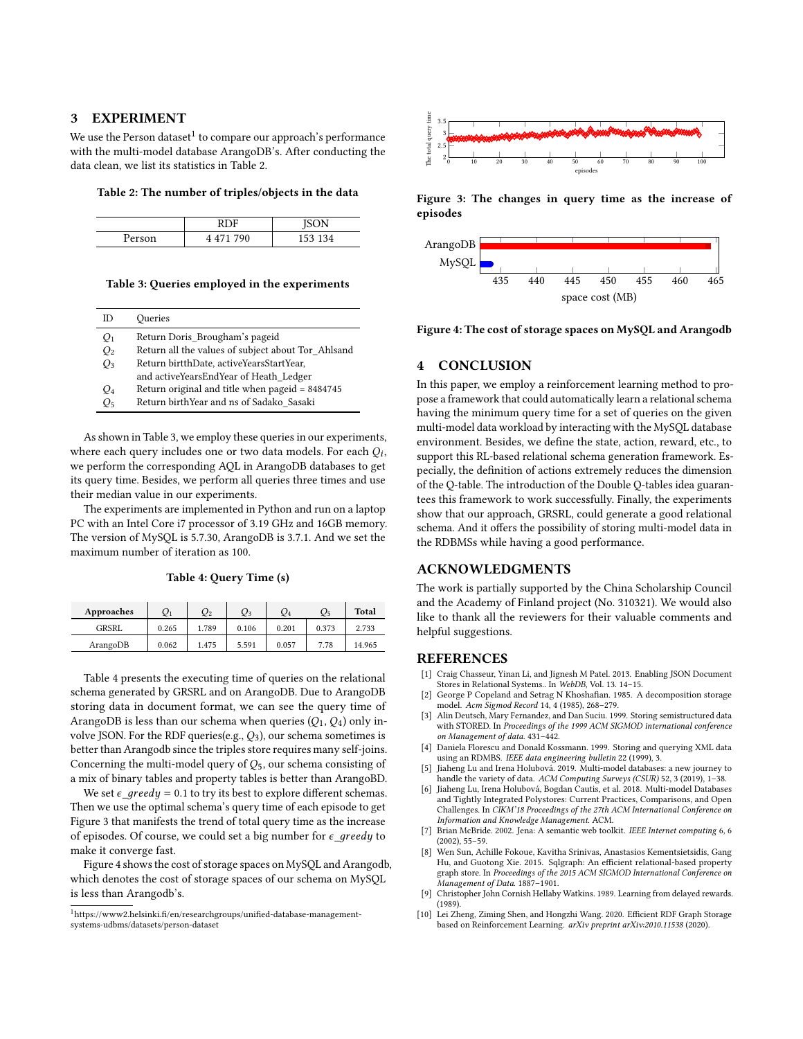## 3 EXPERIMENT

We use the Person dataset[1] to compare our approach's performance with the multi-model database ArangoDB's. After conducting the data clean, we list its statistics in Table 2.

**Table 2: The number of triples/objects in the data**

| | RDF | JSON |
|---|---|---|
| Person | 4 471 790 | 153 134 |

**Table 3: Queries employed in the experiments**

| ID | Queries |
|---|---|
| $Q_1$ | Return Doris_Brougham's pageid |
| $Q_2$ | Return all the values of subject about Tor_Ahlsand |
| $Q_3$ | Return birthDate, activeYearsStartYear, and activeYearsEndYear of Heath_Ledger |
| $Q_4$ | Return original and title when pageid = 8484745 |
| $Q_5$ | Return birthYear and ns of Sadako_Sasaki |

As shown in Table 3, we employ these queries in our experiments, where each query includes one or two data models. For each $Q_i$, we perform the corresponding AQL in ArangoDB databases to get its query time. Besides, we perform all queries three times and use their median value in our experiments.

The experiments are implemented in Python and run on a laptop PC with an Intel Core i7 processor of 3.19 GHz and 16GB memory. The version of MySQL is 5.7.30, ArangoDB is 3.7.1. And we set the maximum number of iteration as 100.

**Table 4: Query Time (s)**

| Approaches | $Q_1$ | $Q_2$ | $Q_3$ | $Q_4$ | $Q_5$ | Total |
|---|---|---|---|---|---|---|
| GRSRL | 0.265 | 1.789 | 0.106 | 0.201 | 0.373 | 2.733 |
| ArangoDB | 0.062 | 1.475 | 5.591 | 0.057 | 7.78 | 14.965 |

Table 4 presents the executing time of queries on the relational schema generated by GRSRL and on ArangoDB. Due to ArangoDB storing data in document format, we can see the query time of ArangoDB is less than our schema when queries ($Q_1$, $Q_4$) only involve JSON. For the RDF queries(e.g., $Q_3$), our schema sometimes is better than Arangodb since the triples store requires many self-joins. Concerning the multi-model query of $Q_5$, our schema consisting of a mix of binary tables and property tables is better than ArangoBD.

We set $\epsilon\_greedy = 0.1$ to try its best to explore different schemas. Then we use the optimal schema's query time of each episode to get Figure 3 that manifests the trend of total query time as the increase of episodes. Of course, we could set a big number for $\epsilon\_greedy$ to make it converge fast.

Figure 4 shows the cost of storage spaces on MySQL and Arangodb, which denotes the cost of storage spaces of our schema on MySQL is less than Arangodb's.

[1] https://www2.helsinki.fi/en/researchgroups/unified-database-management-systems-udbms/datasets/person-dataset

The total query time
3.5
3
2.5
2
0 10 20 30 40 50 60 70 80 90 100
episodes

**Figure 3: The changes in query time as the increase of episodes**

ArangoDB
MySQL
435 440 445 450 455 460 465
space cost (MB)

**Figure 4: The cost of storage spaces on MySQL and Arangodb**

## 4 CONCLUSION

In this paper, we employ a reinforcement learning method to propose a framework that could automatically learn a relational schema having the minimum query time for a set of queries on the given multi-model data workload by interacting with the MySQL database environment. Besides, we define the state, action, reward, etc., to support this RL-based relational schema generation framework. Especially, the definition of actions extremely reduces the dimension of the Q-table. The introduction of the Double Q-tables idea guarantees this framework to work successfully. Finally, the experiments show that our approach, GRSRL, could generate a good relational schema. And it offers the possibility of storing multi-model data in the RDBMSs while having a good performance.

## ACKNOWLEDGMENTS

The work is partially supported by the China Scholarship Council and the Academy of Finland project (No. 310321). We would also like to thank all the reviewers for their valuable comments and helpful suggestions.

## REFERENCES

[1] Craig Chasseur, Yinan Li, and Jignesh M Patel. 2013. Enabling JSON Document Stores in Relational Systems.. In *WebDB*, Vol. 13. 14–15.

[2] George P Copeland and Setrag N Khoshafian. 1985. A decomposition storage model. *Acm Sigmod Record* 14, 4 (1985), 268–279.

[3] Alin Deutsch, Mary Fernandez, and Dan Suciu. 1999. Storing semistructured data with STORED. In *Proceedings of the 1999 ACM SIGMOD international conference on Management of data*. 431–442.

[4] Daniela Florescu and Donald Kossmann. 1999. Storing and querying XML data using an RDMBS. *IEEE data engineering bulletin* 22 (1999), 3.

[5] Jiaheng Lu and Irena Holubová. 2019. Multi-model databases: a new journey to handle the variety of data. *ACM Computing Surveys (CSUR)* 52, 3 (2019), 1–38.

[6] Jiaheng Lu, Irena Holubová, Bogdan Cautis, et al. 2018. Multi-model Databases and Tightly Integrated Polystores: Current Practices, Comparisons, and Open Challenges. In *CIKM'18 Proceedings of the 27th ACM International Conference on Information and Knowledge Management*. ACM.

[7] Brian McBride. 2002. Jena: A semantic web toolkit. *IEEE Internet computing* 6, 6 (2002), 55–59.

[8] Wen Sun, Achille Fokoue, Kavitha Srinivas, Anastasios Kementsietsidis, Gang Hu, and Guotong Xie. 2015. Sqlgraph: An efficient relational-based property graph store. In *Proceedings of the 2015 ACM SIGMOD International Conference on Management of Data*. 1887–1901.

[9] Christopher John Cornish Hellaby Watkins. 1989. Learning from delayed rewards. (1989).

[10] Lei Zheng, Ziming Shen, and Hongzhi Wang. 2020. Efficient RDF Graph Storage based on Reinforcement Learning. *arXiv preprint arXiv:2010.11538* (2020).